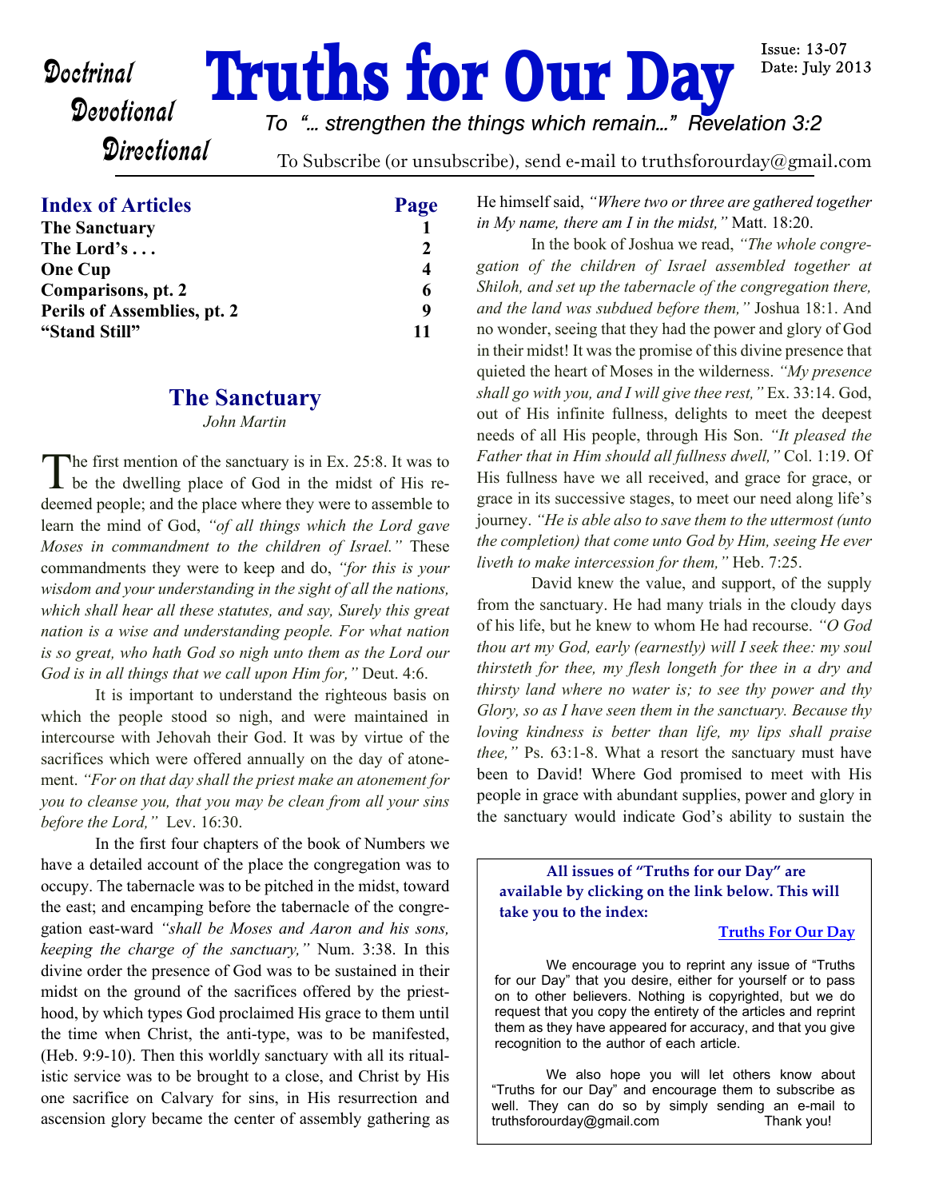# Truths for Our Day

Doctrinal
Devotional
Directional

Issue: 13-07
Date: July 2013

*To "… strengthen the things which remain…" Revelation 3:2*

To Subscribe (or unsubscribe), send e-mail to truthsforourday@gmail.com

| **Index of Articles** | **Page** |
|---|---|
| **The Sanctuary** | **1** |
| **The Lord's . . .** | **2** |
| **One Cup** | **4** |
| **Comparisons, pt. 2** | **6** |
| **Perils of Assemblies, pt. 2** | **9** |
| **"Stand Still"** | **11** |

## The Sanctuary

*John Martin*

The first mention of the sanctuary is in Ex. 25:8. It was to be the dwelling place of God in the midst of His redeemed people; and the place where they were to assemble to learn the mind of God, *"of all things which the Lord gave Moses in commandment to the children of Israel."* These commandments they were to keep and do, *"for this is your wisdom and your understanding in the sight of all the nations, which shall hear all these statutes, and say, Surely this great nation is a wise and understanding people. For what nation is so great, who hath God so nigh unto them as the Lord our God is in all things that we call upon Him for,"* Deut. 4:6.

It is important to understand the righteous basis on which the people stood so nigh, and were maintained in intercourse with Jehovah their God. It was by virtue of the sacrifices which were offered annually on the day of atonement. *"For on that day shall the priest make an atonement for you to cleanse you, that you may be clean from all your sins before the Lord,"* Lev. 16:30.

In the first four chapters of the book of Numbers we have a detailed account of the place the congregation was to occupy. The tabernacle was to be pitched in the midst, toward the east; and encamping before the tabernacle of the congregation east-ward *"shall be Moses and Aaron and his sons, keeping the charge of the sanctuary,"* Num. 3:38. In this divine order the presence of God was to be sustained in their midst on the ground of the sacrifices offered by the priesthood, by which types God proclaimed His grace to them until the time when Christ, the anti-type, was to be manifested, (Heb. 9:9-10). Then this worldly sanctuary with all its ritualistic service was to be brought to a close, and Christ by His one sacrifice on Calvary for sins, in His resurrection and ascension glory became the center of assembly gathering as He himself said, *"Where two or three are gathered together in My name, there am I in the midst,"* Matt. 18:20.

In the book of Joshua we read, *"The whole congregation of the children of Israel assembled together at Shiloh, and set up the tabernacle of the congregation there, and the land was subdued before them,"* Joshua 18:1. And no wonder, seeing that they had the power and glory of God in their midst! It was the promise of this divine presence that quieted the heart of Moses in the wilderness. *"My presence shall go with you, and I will give thee rest,"* Ex. 33:14. God, out of His infinite fullness, delights to meet the deepest needs of all His people, through His Son. *"It pleased the Father that in Him should all fullness dwell,"* Col. 1:19. Of His fullness have we all received, and grace for grace, or grace in its successive stages, to meet our need along life's journey. *"He is able also to save them to the uttermost (unto the completion) that come unto God by Him, seeing He ever liveth to make intercession for them,"* Heb. 7:25.

David knew the value, and support, of the supply from the sanctuary. He had many trials in the cloudy days of his life, but he knew to whom He had recourse. *"O God thou art my God, early (earnestly) will I seek thee: my soul thirsteth for thee, my flesh longeth for thee in a dry and thirsty land where no water is; to see thy power and thy Glory, so as I have seen them in the sanctuary. Because thy loving kindness is better than life, my lips shall praise thee,"* Ps. 63:1-8. What a resort the sanctuary must have been to David! Where God promised to meet with His people in grace with abundant supplies, power and glory in the sanctuary would indicate God's ability to sustain the

---

**All issues of "Truths for our Day" are available by clicking on the link below. This will take you to the index:**

**Truths For Our Day**

We encourage you to reprint any issue of "Truths for our Day" that you desire, either for yourself or to pass on to other believers. Nothing is copyrighted, but we do request that you copy the entirety of the articles and reprint them as they have appeared for accuracy, and that you give recognition to the author of each article.

We also hope you will let others know about "Truths for our Day" and encourage them to subscribe as well. They can do so by simply sending an e-mail to truthsforourday@gmail.com Thank you!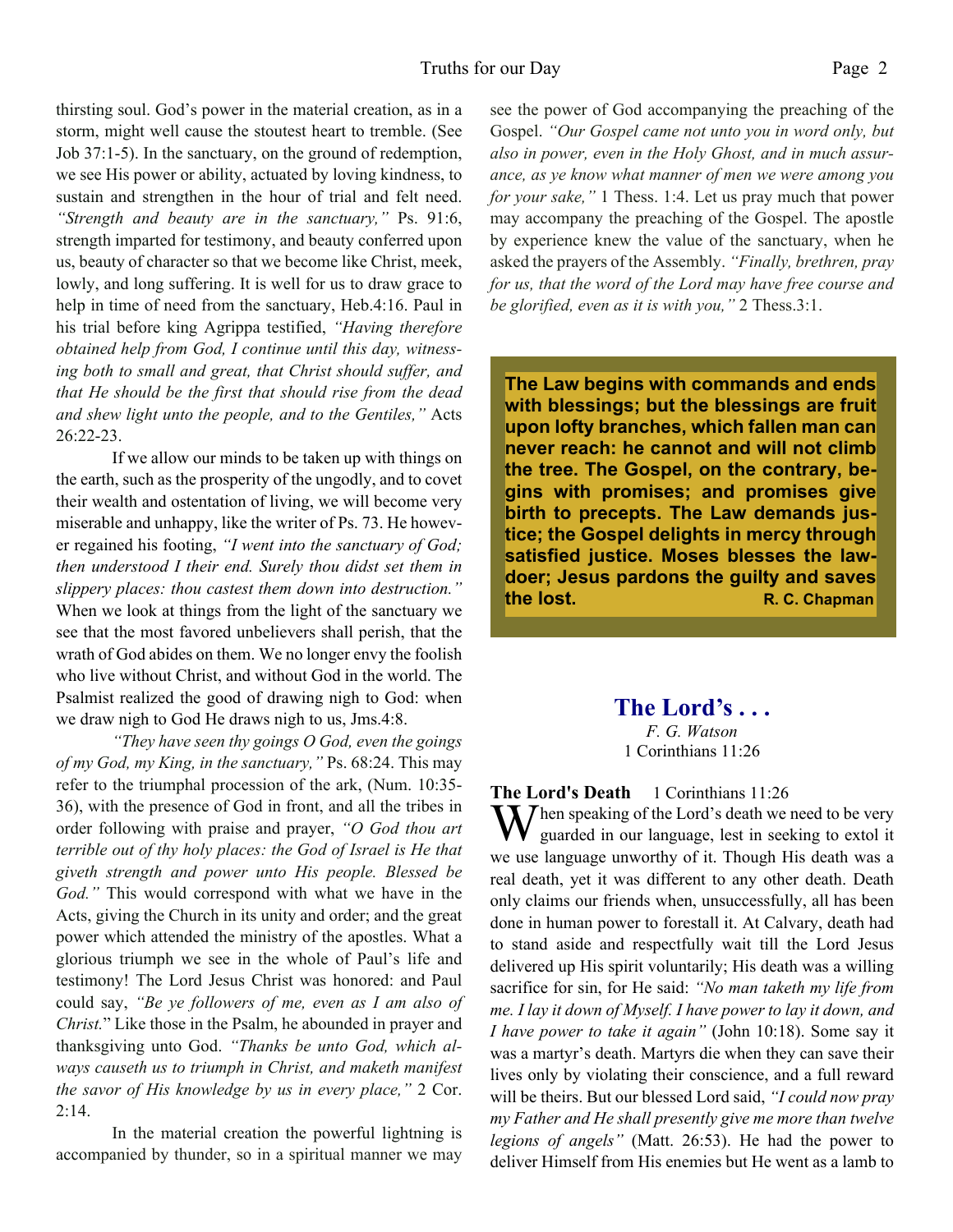thirsting soul. God's power in the material creation, as in a storm, might well cause the stoutest heart to tremble. (See Job 37:1-5). In the sanctuary, on the ground of redemption, we see His power or ability, actuated by loving kindness, to sustain and strengthen in the hour of trial and felt need. *"Strength and beauty are in the sanctuary,"* Ps. 91:6, strength imparted for testimony, and beauty conferred upon us, beauty of character so that we become like Christ, meek, lowly, and long suffering. It is well for us to draw grace to help in time of need from the sanctuary, Heb.4:16. Paul in his trial before king Agrippa testified, *"Having therefore obtained help from God, I continue until this day, witnessing both to small and great, that Christ should suffer, and that He should be the first that should rise from the dead and shew light unto the people, and to the Gentiles,"* Acts 26:22-23.

If we allow our minds to be taken up with things on the earth, such as the prosperity of the ungodly, and to covet their wealth and ostentation of living, we will become very miserable and unhappy, like the writer of Ps. 73. He however regained his footing, *"I went into the sanctuary of God; then understood I their end. Surely thou didst set them in slippery places: thou castest them down into destruction."* When we look at things from the light of the sanctuary we see that the most favored unbelievers shall perish, that the wrath of God abides on them. We no longer envy the foolish who live without Christ, and without God in the world. The Psalmist realized the good of drawing nigh to God: when we draw nigh to God He draws nigh to us, Jms.4:8.

*"They have seen thy goings O God, even the goings of my God, my King, in the sanctuary,"* Ps. 68:24. This may refer to the triumphal procession of the ark, (Num. 10:35-36), with the presence of God in front, and all the tribes in order following with praise and prayer, *"O God thou art terrible out of thy holy places: the God of Israel is He that giveth strength and power unto His people. Blessed be God."* This would correspond with what we have in the Acts, giving the Church in its unity and order; and the great power which attended the ministry of the apostles. What a glorious triumph we see in the whole of Paul's life and testimony! The Lord Jesus Christ was honored: and Paul could say, *"Be ye followers of me, even as I am also of Christ."* Like those in the Psalm, he abounded in prayer and thanksgiving unto God. *"Thanks be unto God, which always causeth us to triumph in Christ, and maketh manifest the savor of His knowledge by us in every place,"* 2 Cor. 2:14.

In the material creation the powerful lightning is accompanied by thunder, so in a spiritual manner we may see the power of God accompanying the preaching of the Gospel. *"Our Gospel came not unto you in word only, but also in power, even in the Holy Ghost, and in much assurance, as ye know what manner of men we were among you for your sake,"* 1 Thess. 1:4. Let us pray much that power may accompany the preaching of the Gospel. The apostle by experience knew the value of the sanctuary, when he asked the prayers of the Assembly. *"Finally, brethren, pray for us, that the word of the Lord may have free course and be glorified, even as it is with you,"* 2 Thess.3:1.

> **The Law begins with commands and ends with blessings; but the blessings are fruit upon lofty branches, which fallen man can never reach: he cannot and will not climb the tree. The Gospel, on the contrary, begins with promises; and promises give birth to precepts. The Law demands justice; the Gospel delights in mercy through satisfied justice. Moses blesses the law-doer; Jesus pardons the guilty and saves the lost.** — **R. C. Chapman**

## The Lord's . . .

*F. G. Watson*

1 Corinthians 11:26

**The Lord's Death** 1 Corinthians 11:26

When speaking of the Lord's death we need to be very guarded in our language, lest in seeking to extol it we use language unworthy of it. Though His death was a real death, yet it was different to any other death. Death only claims our friends when, unsuccessfully, all has been done in human power to forestall it. At Calvary, death had to stand aside and respectfully wait till the Lord Jesus delivered up His spirit voluntarily; His death was a willing sacrifice for sin, for He said: *"No man taketh my life from me. I lay it down of Myself. I have power to lay it down, and I have power to take it again"* (John 10:18). Some say it was a martyr's death. Martyrs die when they can save their lives only by violating their conscience, and a full reward will be theirs. But our blessed Lord said, *"I could now pray my Father and He shall presently give me more than twelve legions of angels"* (Matt. 26:53). He had the power to deliver Himself from His enemies but He went as a lamb to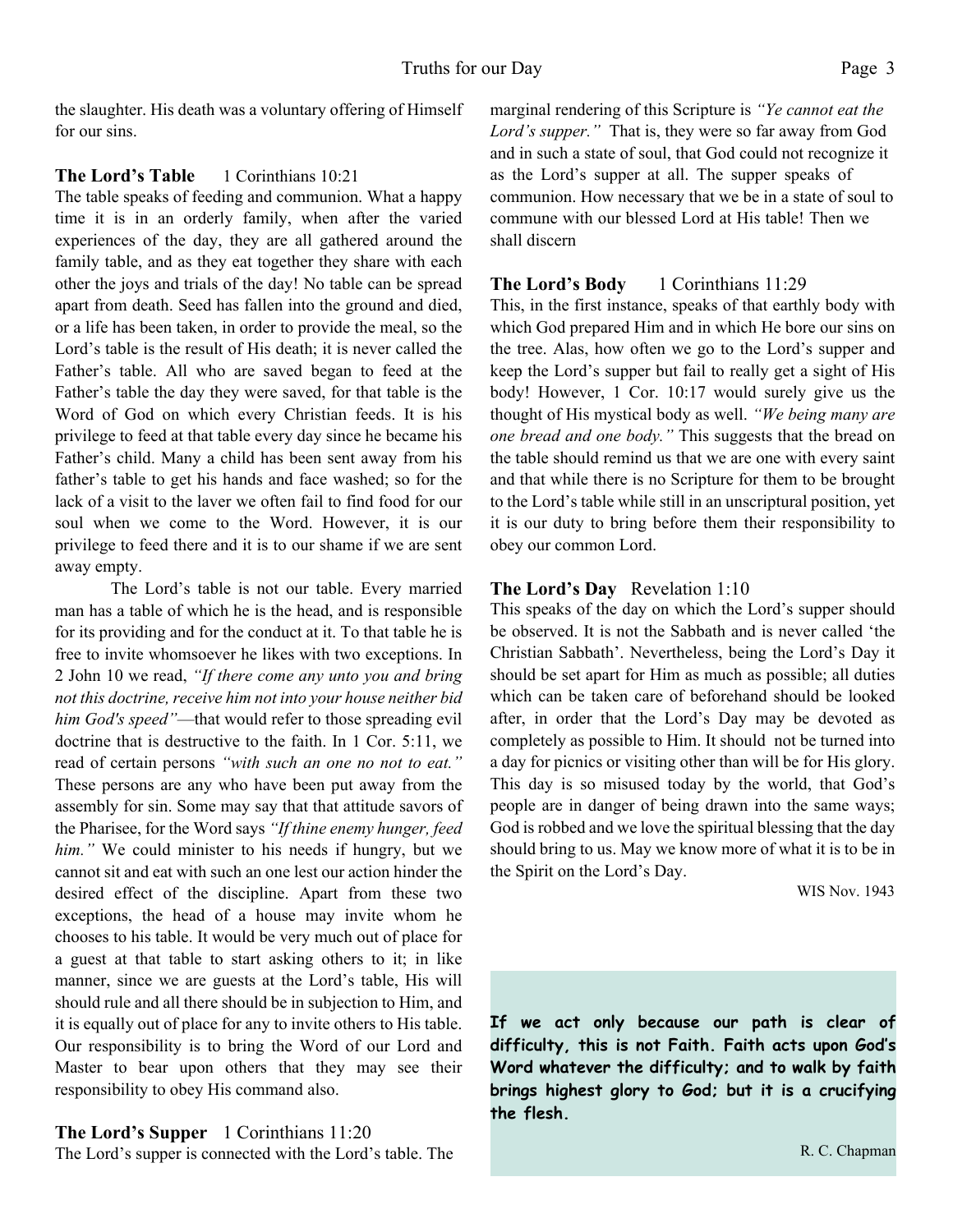the slaughter. His death was a voluntary offering of Himself for our sins.

**The Lord's Table** 1 Corinthians 10:21

The table speaks of feeding and communion. What a happy time it is in an orderly family, when after the varied experiences of the day, they are all gathered around the family table, and as they eat together they share with each other the joys and trials of the day! No table can be spread apart from death. Seed has fallen into the ground and died, or a life has been taken, in order to provide the meal, so the Lord's table is the result of His death; it is never called the Father's table. All who are saved began to feed at the Father's table the day they were saved, for that table is the Word of God on which every Christian feeds. It is his privilege to feed at that table every day since he became his Father's child. Many a child has been sent away from his father's table to get his hands and face washed; so for the lack of a visit to the laver we often fail to find food for our soul when we come to the Word. However, it is our privilege to feed there and it is to our shame if we are sent away empty.

The Lord's table is not our table. Every married man has a table of which he is the head, and is responsible for its providing and for the conduct at it. To that table he is free to invite whomsoever he likes with two exceptions. In 2 John 10 we read, *"If there come any unto you and bring not this doctrine, receive him not into your house neither bid him God's speed"*—that would refer to those spreading evil doctrine that is destructive to the faith. In 1 Cor. 5:11, we read of certain persons *"with such an one no not to eat."* These persons are any who have been put away from the assembly for sin. Some may say that that attitude savors of the Pharisee, for the Word says *"If thine enemy hunger, feed him."* We could minister to his needs if hungry, but we cannot sit and eat with such an one lest our action hinder the desired effect of the discipline. Apart from these two exceptions, the head of a house may invite whom he chooses to his table. It would be very much out of place for a guest at that table to start asking others to it; in like manner, since we are guests at the Lord's table, His will should rule and all there should be in subjection to Him, and it is equally out of place for any to invite others to His table. Our responsibility is to bring the Word of our Lord and Master to bear upon others that they may see their responsibility to obey His command also.

**The Lord's Supper** 1 Corinthians 11:20

The Lord's supper is connected with the Lord's table. The marginal rendering of this Scripture is *"Ye cannot eat the Lord's supper."* That is, they were so far away from God and in such a state of soul, that God could not recognize it as the Lord's supper at all. The supper speaks of communion. How necessary that we be in a state of soul to commune with our blessed Lord at His table! Then we shall discern

**The Lord's Body** 1 Corinthians 11:29

This, in the first instance, speaks of that earthly body with which God prepared Him and in which He bore our sins on the tree. Alas, how often we go to the Lord's supper and keep the Lord's supper but fail to really get a sight of His body! However, 1 Cor. 10:17 would surely give us the thought of His mystical body as well. *"We being many are one bread and one body."* This suggests that the bread on the table should remind us that we are one with every saint and that while there is no Scripture for them to be brought to the Lord's table while still in an unscriptural position, yet it is our duty to bring before them their responsibility to obey our common Lord.

**The Lord's Day** Revelation 1:10

This speaks of the day on which the Lord's supper should be observed. It is not the Sabbath and is never called 'the Christian Sabbath'. Nevertheless, being the Lord's Day it should be set apart for Him as much as possible; all duties which can be taken care of beforehand should be looked after, in order that the Lord's Day may be devoted as completely as possible to Him. It should not be turned into a day for picnics or visiting other than will be for His glory. This day is so misused today by the world, that God's people are in danger of being drawn into the same ways; God is robbed and we love the spiritual blessing that the day should bring to us. May we know more of what it is to be in the Spirit on the Lord's Day.

WIS Nov. 1943

**If we act only because our path is clear of difficulty, this is not Faith. Faith acts upon God's Word whatever the difficulty; and to walk by faith brings highest glory to God; but it is a crucifying the flesh.**

R. C. Chapman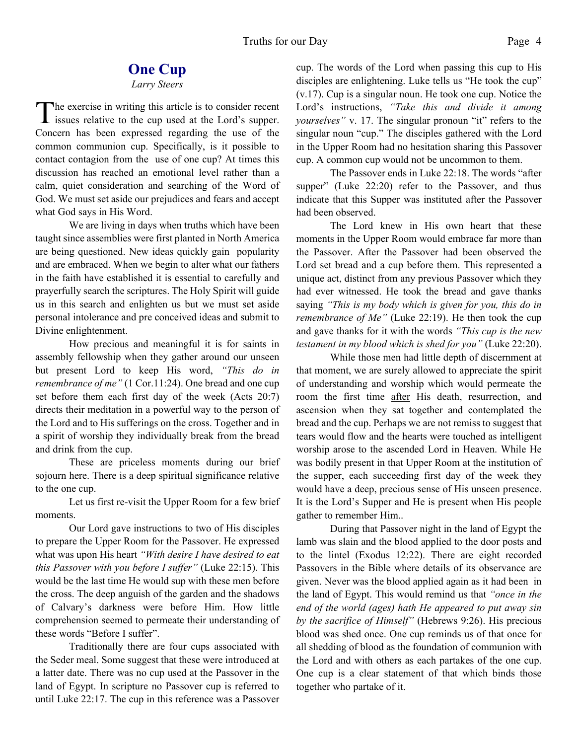## One Cup

*Larry Steers*

The exercise in writing this article is to consider recent issues relative to the cup used at the Lord's supper. Concern has been expressed regarding the use of the common communion cup. Specifically, is it possible to contact contagion from the use of one cup? At times this discussion has reached an emotional level rather than a calm, quiet consideration and searching of the Word of God. We must set aside our prejudices and fears and accept what God says in His Word.

We are living in days when truths which have been taught since assemblies were first planted in North America are being questioned. New ideas quickly gain popularity and are embraced. When we begin to alter what our fathers in the faith have established it is essential to carefully and prayerfully search the scriptures. The Holy Spirit will guide us in this search and enlighten us but we must set aside personal intolerance and pre conceived ideas and submit to Divine enlightenment.

How precious and meaningful it is for saints in assembly fellowship when they gather around our unseen but present Lord to keep His word, *"This do in remembrance of me"* (1 Cor.11:24). One bread and one cup set before them each first day of the week (Acts 20:7) directs their meditation in a powerful way to the person of the Lord and to His sufferings on the cross. Together and in a spirit of worship they individually break from the bread and drink from the cup.

These are priceless moments during our brief sojourn here. There is a deep spiritual significance relative to the one cup.

Let us first re-visit the Upper Room for a few brief moments.

Our Lord gave instructions to two of His disciples to prepare the Upper Room for the Passover. He expressed what was upon His heart *"With desire I have desired to eat this Passover with you before I suffer"* (Luke 22:15). This would be the last time He would sup with these men before the cross. The deep anguish of the garden and the shadows of Calvary's darkness were before Him. How little comprehension seemed to permeate their understanding of these words "Before I suffer".

Traditionally there are four cups associated with the Seder meal. Some suggest that these were introduced at a latter date. There was no cup used at the Passover in the land of Egypt. In scripture no Passover cup is referred to until Luke 22:17. The cup in this reference was a Passover cup. The words of the Lord when passing this cup to His disciples are enlightening. Luke tells us "He took the cup" (v.17). Cup is a singular noun. He took one cup. Notice the Lord's instructions, *"Take this and divide it among yourselves"* v. 17. The singular pronoun "it" refers to the singular noun "cup." The disciples gathered with the Lord in the Upper Room had no hesitation sharing this Passover cup. A common cup would not be uncommon to them.

The Passover ends in Luke 22:18. The words "after supper" (Luke 22:20) refer to the Passover, and thus indicate that this Supper was instituted after the Passover had been observed.

The Lord knew in His own heart that these moments in the Upper Room would embrace far more than the Passover. After the Passover had been observed the Lord set bread and a cup before them. This represented a unique act, distinct from any previous Passover which they had ever witnessed. He took the bread and gave thanks saying *"This is my body which is given for you, this do in remembrance of Me"* (Luke 22:19). He then took the cup and gave thanks for it with the words *"This cup is the new testament in my blood which is shed for you"* (Luke 22:20).

While those men had little depth of discernment at that moment, we are surely allowed to appreciate the spirit of understanding and worship which would permeate the room the first time <u>after</u> His death, resurrection, and ascension when they sat together and contemplated the bread and the cup. Perhaps we are not remiss to suggest that tears would flow and the hearts were touched as intelligent worship arose to the ascended Lord in Heaven. While He was bodily present in that Upper Room at the institution of the supper, each succeeding first day of the week they would have a deep, precious sense of His unseen presence. It is the Lord's Supper and He is present when His people gather to remember Him..

During that Passover night in the land of Egypt the lamb was slain and the blood applied to the door posts and to the lintel (Exodus 12:22). There are eight recorded Passovers in the Bible where details of its observance are given. Never was the blood applied again as it had been in the land of Egypt. This would remind us that *"once in the end of the world (ages) hath He appeared to put away sin by the sacrifice of Himself"* (Hebrews 9:26). His precious blood was shed once. One cup reminds us of that once for all shedding of blood as the foundation of communion with the Lord and with others as each partakes of the one cup. One cup is a clear statement of that which binds those together who partake of it.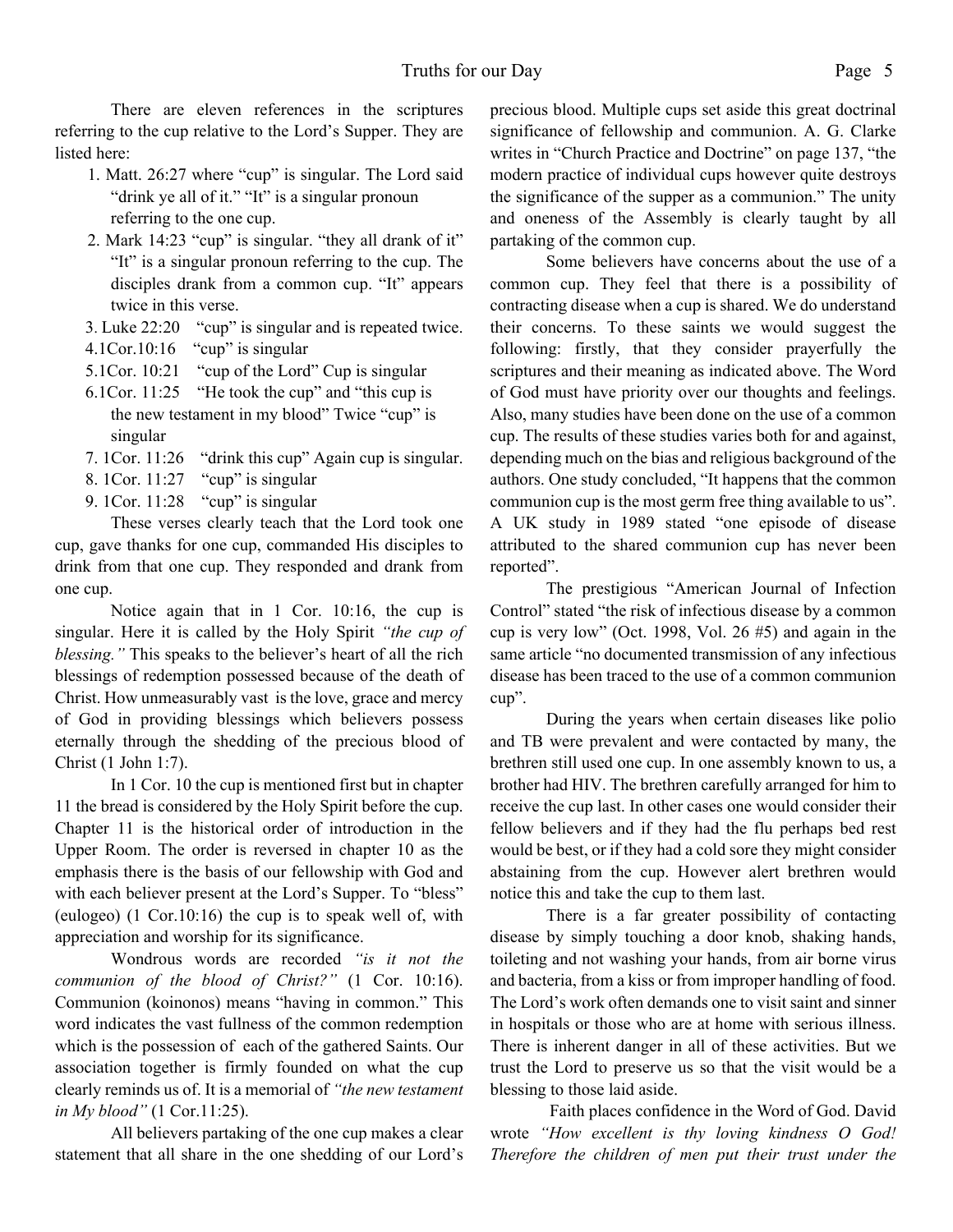There are eleven references in the scriptures referring to the cup relative to the Lord's Supper. They are listed here:

1. Matt. 26:27 where "cup" is singular. The Lord said "drink ye all of it." "It" is a singular pronoun referring to the one cup.
2. Mark 14:23 "cup" is singular. "they all drank of it" "It" is a singular pronoun referring to the cup. The disciples drank from a common cup. "It" appears twice in this verse.
3. Luke 22:20 "cup" is singular and is repeated twice.
4. 1Cor.10:16 "cup" is singular
5. 1Cor. 10:21 "cup of the Lord" Cup is singular
6. 1Cor. 11:25 "He took the cup" and "this cup is the new testament in my blood" Twice "cup" is singular
7. 1Cor. 11:26 "drink this cup" Again cup is singular.
8. 1Cor. 11:27 "cup" is singular
9. 1Cor. 11:28 "cup" is singular

These verses clearly teach that the Lord took one cup, gave thanks for one cup, commanded His disciples to drink from that one cup. They responded and drank from one cup.

Notice again that in 1 Cor. 10:16, the cup is singular. Here it is called by the Holy Spirit *"the cup of blessing."* This speaks to the believer's heart of all the rich blessings of redemption possessed because of the death of Christ. How unmeasurably vast is the love, grace and mercy of God in providing blessings which believers possess eternally through the shedding of the precious blood of Christ (1 John 1:7).

In 1 Cor. 10 the cup is mentioned first but in chapter 11 the bread is considered by the Holy Spirit before the cup. Chapter 11 is the historical order of introduction in the Upper Room. The order is reversed in chapter 10 as the emphasis there is the basis of our fellowship with God and with each believer present at the Lord's Supper. To "bless" (eulogeo) (1 Cor.10:16) the cup is to speak well of, with appreciation and worship for its significance.

Wondrous words are recorded *"is it not the communion of the blood of Christ?"* (1 Cor. 10:16). Communion (koinonos) means "having in common." This word indicates the vast fullness of the common redemption which is the possession of each of the gathered Saints. Our association together is firmly founded on what the cup clearly reminds us of. It is a memorial of *"the new testament in My blood"* (1 Cor.11:25).

All believers partaking of the one cup makes a clear statement that all share in the one shedding of our Lord's precious blood. Multiple cups set aside this great doctrinal significance of fellowship and communion. A. G. Clarke writes in "Church Practice and Doctrine" on page 137, "the modern practice of individual cups however quite destroys the significance of the supper as a communion." The unity and oneness of the Assembly is clearly taught by all partaking of the common cup.

Some believers have concerns about the use of a common cup. They feel that there is a possibility of contracting disease when a cup is shared. We do understand their concerns. To these saints we would suggest the following: firstly, that they consider prayerfully the scriptures and their meaning as indicated above. The Word of God must have priority over our thoughts and feelings. Also, many studies have been done on the use of a common cup. The results of these studies varies both for and against, depending much on the bias and religious background of the authors. One study concluded, "It happens that the common communion cup is the most germ free thing available to us". A UK study in 1989 stated "one episode of disease attributed to the shared communion cup has never been reported".

The prestigious "American Journal of Infection Control" stated "the risk of infectious disease by a common cup is very low" (Oct. 1998, Vol. 26 #5) and again in the same article "no documented transmission of any infectious disease has been traced to the use of a common communion cup".

During the years when certain diseases like polio and TB were prevalent and were contacted by many, the brethren still used one cup. In one assembly known to us, a brother had HIV. The brethren carefully arranged for him to receive the cup last. In other cases one would consider their fellow believers and if they had the flu perhaps bed rest would be best, or if they had a cold sore they might consider abstaining from the cup. However alert brethren would notice this and take the cup to them last.

There is a far greater possibility of contacting disease by simply touching a door knob, shaking hands, toileting and not washing your hands, from air borne virus and bacteria, from a kiss or from improper handling of food. The Lord's work often demands one to visit saint and sinner in hospitals or those who are at home with serious illness. There is inherent danger in all of these activities. But we trust the Lord to preserve us so that the visit would be a blessing to those laid aside.

Faith places confidence in the Word of God. David wrote *"How excellent is thy loving kindness O God! Therefore the children of men put their trust under the*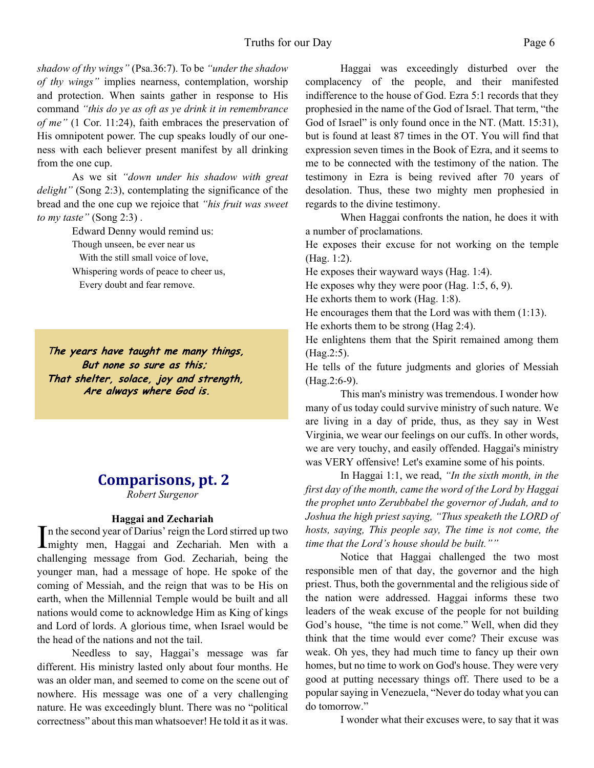*shadow of thy wings"* (Psa.36:7). To be *"under the shadow of thy wings"* implies nearness, contemplation, worship and protection. When saints gather in response to His command *"this do ye as oft as ye drink it in remembrance of me"* (1 Cor. 11:24), faith embraces the preservation of His omnipotent power. The cup speaks loudly of our oneness with each believer present manifest by all drinking from the one cup.

As we sit *"down under his shadow with great delight"* (Song 2:3), contemplating the significance of the bread and the one cup we rejoice that *"his fruit was sweet to my taste"* (Song 2:3) .

Edward Denny would remind us:

Though unseen, be ever near us
With the still small voice of love,
Whispering words of peace to cheer us,
Every doubt and fear remove.

***The years have taught me many things,***
***But none so sure as this;***
***That shelter, solace, joy and strength,***
***Are always where God is.***

## Comparisons, pt. 2

*Robert Surgenor*

### Haggai and Zechariah

In the second year of Darius' reign the Lord stirred up two mighty men, Haggai and Zechariah. Men with a challenging message from God. Zechariah, being the younger man, had a message of hope. He spoke of the coming of Messiah, and the reign that was to be His on earth, when the Millennial Temple would be built and all nations would come to acknowledge Him as King of kings and Lord of lords. A glorious time, when Israel would be the head of the nations and not the tail.

Needless to say, Haggai's message was far different. His ministry lasted only about four months. He was an older man, and seemed to come on the scene out of nowhere. His message was one of a very challenging nature. He was exceedingly blunt. There was no "political correctness" about this man whatsoever! He told it as it was.

Haggai was exceedingly disturbed over the complacency of the people, and their manifested indifference to the house of God. Ezra 5:1 records that they prophesied in the name of the God of Israel. That term, "the God of Israel" is only found once in the NT. (Matt. 15:31), but is found at least 87 times in the OT. You will find that expression seven times in the Book of Ezra, and it seems to me to be connected with the testimony of the nation. The testimony in Ezra is being revived after 70 years of desolation. Thus, these two mighty men prophesied in regards to the divine testimony.

When Haggai confronts the nation, he does it with a number of proclamations.

He exposes their excuse for not working on the temple (Hag. 1:2).
He exposes their wayward ways (Hag. 1:4).
He exposes why they were poor (Hag. 1:5, 6, 9).
He exhorts them to work (Hag. 1:8).
He encourages them that the Lord was with them (1:13).
He exhorts them to be strong (Hag 2:4).
He enlightens them that the Spirit remained among them (Hag.2:5).
He tells of the future judgments and glories of Messiah (Hag.2:6-9).

This man's ministry was tremendous. I wonder how many of us today could survive ministry of such nature. We are living in a day of pride, thus, as they say in West Virginia, we wear our feelings on our cuffs. In other words, we are very touchy, and easily offended. Haggai's ministry was VERY offensive! Let's examine some of his points.

In Haggai 1:1, we read, *"In the sixth month, in the first day of the month, came the word of the Lord by Haggai the prophet unto Zerubbabel the governor of Judah, and to Joshua the high priest saying, "Thus speaketh the LORD of hosts, saying, This people say, The time is not come, the time that the Lord's house should be built.""*

Notice that Haggai challenged the two most responsible men of that day, the governor and the high priest. Thus, both the governmental and the religious side of the nation were addressed. Haggai informs these two leaders of the weak excuse of the people for not building God's house, "the time is not come." Well, when did they think that the time would ever come? Their excuse was weak. Oh yes, they had much time to fancy up their own homes, but no time to work on God's house. They were very good at putting necessary things off. There used to be a popular saying in Venezuela, "Never do today what you can do tomorrow."

I wonder what their excuses were, to say that it was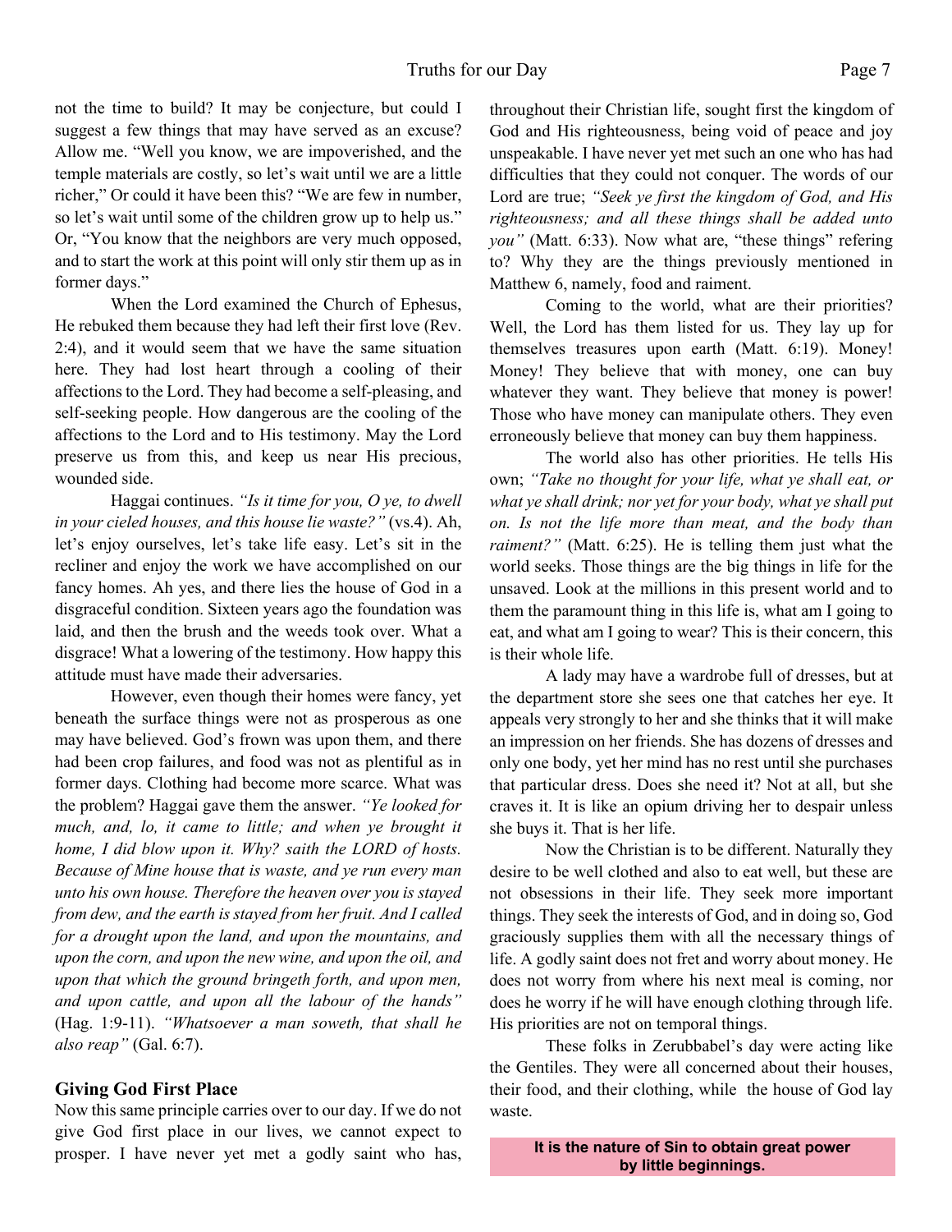not the time to build? It may be conjecture, but could I suggest a few things that may have served as an excuse? Allow me. "Well you know, we are impoverished, and the temple materials are costly, so let's wait until we are a little richer," Or could it have been this? "We are few in number, so let's wait until some of the children grow up to help us." Or, "You know that the neighbors are very much opposed, and to start the work at this point will only stir them up as in former days."

When the Lord examined the Church of Ephesus, He rebuked them because they had left their first love (Rev. 2:4), and it would seem that we have the same situation here. They had lost heart through a cooling of their affections to the Lord. They had become a self-pleasing, and self-seeking people. How dangerous are the cooling of the affections to the Lord and to His testimony. May the Lord preserve us from this, and keep us near His precious, wounded side.

Haggai continues. *"Is it time for you, O ye, to dwell in your cieled houses, and this house lie waste?"* (vs.4). Ah, let's enjoy ourselves, let's take life easy. Let's sit in the recliner and enjoy the work we have accomplished on our fancy homes. Ah yes, and there lies the house of God in a disgraceful condition. Sixteen years ago the foundation was laid, and then the brush and the weeds took over. What a disgrace! What a lowering of the testimony. How happy this attitude must have made their adversaries.

However, even though their homes were fancy, yet beneath the surface things were not as prosperous as one may have believed. God's frown was upon them, and there had been crop failures, and food was not as plentiful as in former days. Clothing had become more scarce. What was the problem? Haggai gave them the answer. *"Ye looked for much, and, lo, it came to little; and when ye brought it home, I did blow upon it. Why? saith the LORD of hosts. Because of Mine house that is waste, and ye run every man unto his own house. Therefore the heaven over you is stayed from dew, and the earth is stayed from her fruit. And I called for a drought upon the land, and upon the mountains, and upon the corn, and upon the new wine, and upon the oil, and upon that which the ground bringeth forth, and upon men, and upon cattle, and upon all the labour of the hands"* (Hag. 1:9-11). *"Whatsoever a man soweth, that shall he also reap"* (Gal. 6:7).

### Giving God First Place

Now this same principle carries over to our day. If we do not give God first place in our lives, we cannot expect to prosper. I have never yet met a godly saint who has, throughout their Christian life, sought first the kingdom of God and His righteousness, being void of peace and joy unspeakable. I have never yet met such an one who has had difficulties that they could not conquer. The words of our Lord are true; *"Seek ye first the kingdom of God, and His righteousness; and all these things shall be added unto you"* (Matt. 6:33). Now what are, "these things" refering to? Why they are the things previously mentioned in Matthew 6, namely, food and raiment.

Coming to the world, what are their priorities? Well, the Lord has them listed for us. They lay up for themselves treasures upon earth (Matt. 6:19). Money! Money! They believe that with money, one can buy whatever they want. They believe that money is power! Those who have money can manipulate others. They even erroneously believe that money can buy them happiness.

The world also has other priorities. He tells His own; *"Take no thought for your life, what ye shall eat, or what ye shall drink; nor yet for your body, what ye shall put on. Is not the life more than meat, and the body than raiment?"* (Matt. 6:25). He is telling them just what the world seeks. Those things are the big things in life for the unsaved. Look at the millions in this present world and to them the paramount thing in this life is, what am I going to eat, and what am I going to wear? This is their concern, this is their whole life.

A lady may have a wardrobe full of dresses, but at the department store she sees one that catches her eye. It appeals very strongly to her and she thinks that it will make an impression on her friends. She has dozens of dresses and only one body, yet her mind has no rest until she purchases that particular dress. Does she need it? Not at all, but she craves it. It is like an opium driving her to despair unless she buys it. That is her life.

Now the Christian is to be different. Naturally they desire to be well clothed and also to eat well, but these are not obsessions in their life. They seek more important things. They seek the interests of God, and in doing so, God graciously supplies them with all the necessary things of life. A godly saint does not fret and worry about money. He does not worry from where his next meal is coming, nor does he worry if he will have enough clothing through life. His priorities are not on temporal things.

These folks in Zerubbabel's day were acting like the Gentiles. They were all concerned about their houses, their food, and their clothing, while the house of God lay waste.

**It is the nature of Sin to obtain great power by little beginnings.**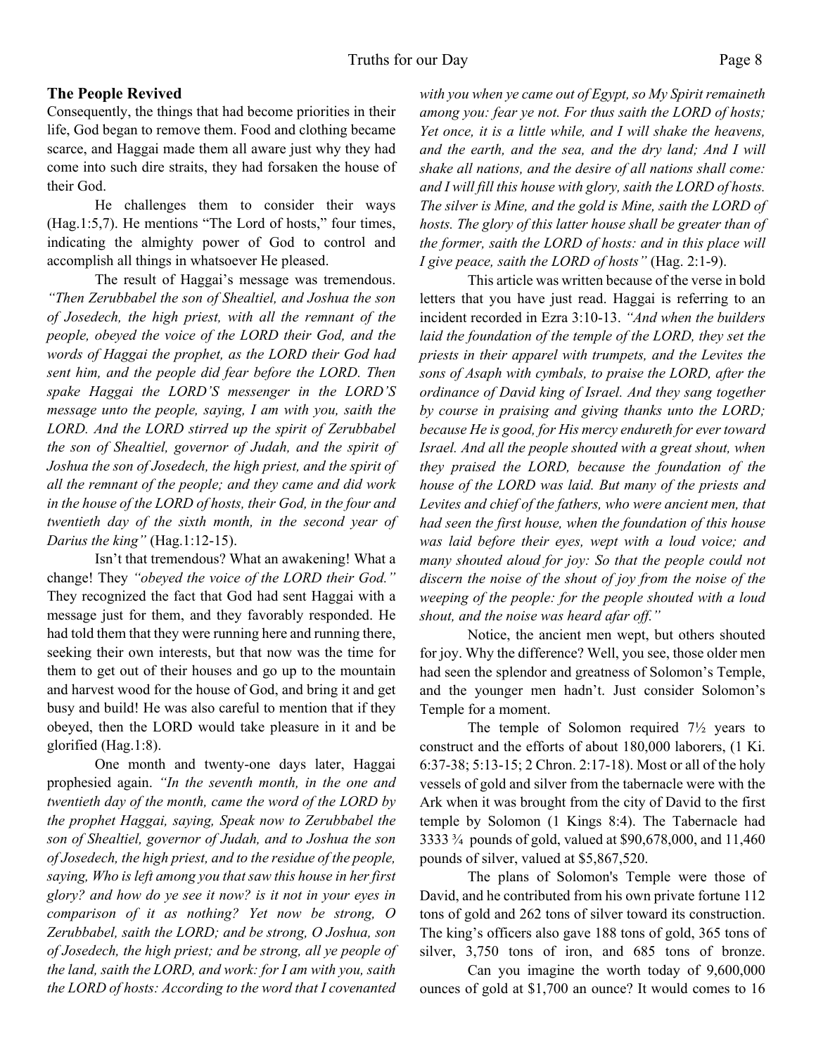### The People Revived

Consequently, the things that had become priorities in their life, God began to remove them. Food and clothing became scarce, and Haggai made them all aware just why they had come into such dire straits, they had forsaken the house of their God.

He challenges them to consider their ways (Hag.1:5,7). He mentions "The Lord of hosts," four times, indicating the almighty power of God to control and accomplish all things in whatsoever He pleased.

The result of Haggai's message was tremendous. *"Then Zerubbabel the son of Shealtiel, and Joshua the son of Josedech, the high priest, with all the remnant of the people, obeyed the voice of the LORD their God, and the words of Haggai the prophet, as the LORD their God had sent him, and the people did fear before the LORD. Then spake Haggai the LORD'S messenger in the LORD'S message unto the people, saying, I am with you, saith the LORD. And the LORD stirred up the spirit of Zerubbabel the son of Shealtiel, governor of Judah, and the spirit of Joshua the son of Josedech, the high priest, and the spirit of all the remnant of the people; and they came and did work in the house of the LORD of hosts, their God, in the four and twentieth day of the sixth month, in the second year of Darius the king"* (Hag.1:12-15).

Isn't that tremendous? What an awakening! What a change! They *"obeyed the voice of the LORD their God."* They recognized the fact that God had sent Haggai with a message just for them, and they favorably responded. He had told them that they were running here and running there, seeking their own interests, but that now was the time for them to get out of their houses and go up to the mountain and harvest wood for the house of God, and bring it and get busy and build! He was also careful to mention that if they obeyed, then the LORD would take pleasure in it and be glorified (Hag.1:8).

One month and twenty-one days later, Haggai prophesied again. *"In the seventh month, in the one and twentieth day of the month, came the word of the LORD by the prophet Haggai, saying, Speak now to Zerubbabel the son of Shealtiel, governor of Judah, and to Joshua the son of Josedech, the high priest, and to the residue of the people, saying, Who is left among you that saw this house in her first glory? and how do ye see it now? is it not in your eyes in comparison of it as nothing? Yet now be strong, O Zerubbabel, saith the LORD; and be strong, O Joshua, son of Josedech, the high priest; and be strong, all ye people of the land, saith the LORD, and work: for I am with you, saith the LORD of hosts: According to the word that I covenanted with you when ye came out of Egypt, so My Spirit remaineth among you: fear ye not. For thus saith the LORD of hosts; Yet once, it is a little while, and I will shake the heavens, and the earth, and the sea, and the dry land; And I will shake all nations, and the desire of all nations shall come: and I will fill this house with glory, saith the LORD of hosts. The silver is Mine, and the gold is Mine, saith the LORD of hosts. The glory of this latter house shall be greater than of the former, saith the LORD of hosts: and in this place will I give peace, saith the LORD of hosts"* (Hag. 2:1-9).

This article was written because of the verse in bold letters that you have just read. Haggai is referring to an incident recorded in Ezra 3:10-13. *"And when the builders laid the foundation of the temple of the LORD, they set the priests in their apparel with trumpets, and the Levites the sons of Asaph with cymbals, to praise the LORD, after the ordinance of David king of Israel. And they sang together by course in praising and giving thanks unto the LORD; because He is good, for His mercy endureth for ever toward Israel. And all the people shouted with a great shout, when they praised the LORD, because the foundation of the house of the LORD was laid. But many of the priests and Levites and chief of the fathers, who were ancient men, that had seen the first house, when the foundation of this house was laid before their eyes, wept with a loud voice; and many shouted aloud for joy: So that the people could not discern the noise of the shout of joy from the noise of the weeping of the people: for the people shouted with a loud shout, and the noise was heard afar off."*

Notice, the ancient men wept, but others shouted for joy. Why the difference? Well, you see, those older men had seen the splendor and greatness of Solomon's Temple, and the younger men hadn't. Just consider Solomon's Temple for a moment.

The temple of Solomon required 7½ years to construct and the efforts of about 180,000 laborers, (1 Ki. 6:37-38; 5:13-15; 2 Chron. 2:17-18). Most or all of the holy vessels of gold and silver from the tabernacle were with the Ark when it was brought from the city of David to the first temple by Solomon (1 Kings 8:4). The Tabernacle had 3333 ¾ pounds of gold, valued at $90,678,000, and 11,460 pounds of silver, valued at $5,867,520.

The plans of Solomon's Temple were those of David, and he contributed from his own private fortune 112 tons of gold and 262 tons of silver toward its construction. The king's officers also gave 188 tons of gold, 365 tons of silver, 3,750 tons of iron, and 685 tons of bronze.

Can you imagine the worth today of 9,600,000 ounces of gold at $1,700 an ounce? It would comes to 16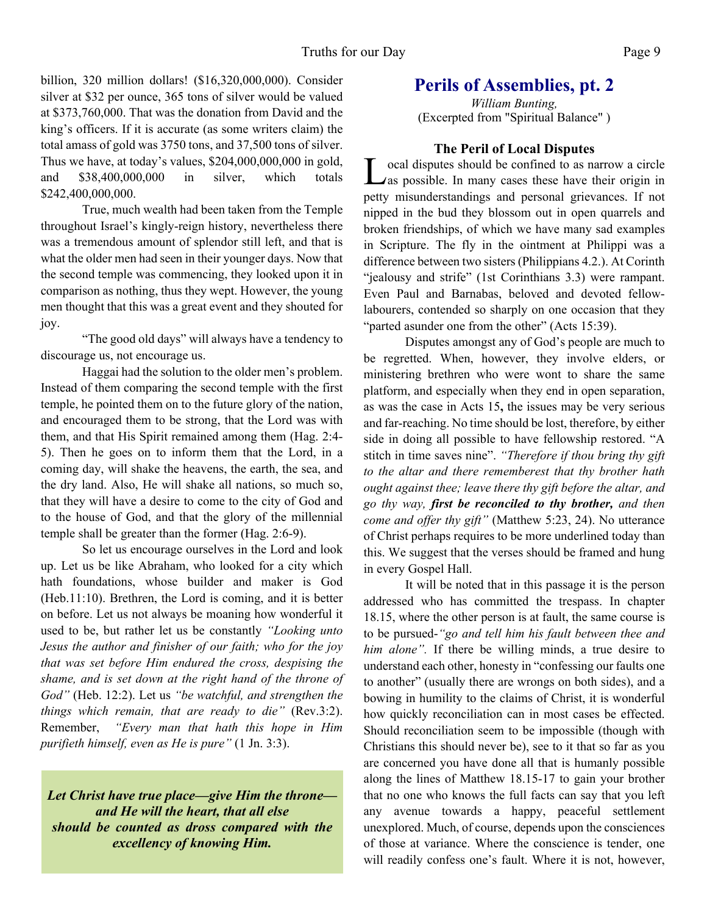billion, 320 million dollars! ($16,320,000,000). Consider silver at $32 per ounce, 365 tons of silver would be valued at $373,760,000. That was the donation from David and the king's officers. If it is accurate (as some writers claim) the total amass of gold was 3750 tons, and 37,500 tons of silver. Thus we have, at today's values, $204,000,000,000 in gold, and $38,400,000,000 in silver, which totals $242,400,000,000.

True, much wealth had been taken from the Temple throughout Israel's kingly-reign history, nevertheless there was a tremendous amount of splendor still left, and that is what the older men had seen in their younger days. Now that the second temple was commencing, they looked upon it in comparison as nothing, thus they wept. However, the young men thought that this was a great event and they shouted for joy.

"The good old days" will always have a tendency to discourage us, not encourage us.

Haggai had the solution to the older men's problem. Instead of them comparing the second temple with the first temple, he pointed them on to the future glory of the nation, and encouraged them to be strong, that the Lord was with them, and that His Spirit remained among them (Hag. 2:4-5). Then he goes on to inform them that the Lord, in a coming day, will shake the heavens, the earth, the sea, and the dry land. Also, He will shake all nations, so much so, that they will have a desire to come to the city of God and to the house of God, and that the glory of the millennial temple shall be greater than the former (Hag. 2:6-9).

So let us encourage ourselves in the Lord and look up. Let us be like Abraham, who looked for a city which hath foundations, whose builder and maker is God (Heb.11:10). Brethren, the Lord is coming, and it is better on before. Let us not always be moaning how wonderful it used to be, but rather let us be constantly *"Looking unto Jesus the author and finisher of our faith; who for the joy that was set before Him endured the cross, despising the shame, and is set down at the right hand of the throne of God"* (Heb. 12:2). Let us *"be watchful, and strengthen the things which remain, that are ready to die"* (Rev.3:2). Remember, *"Every man that hath this hope in Him purifieth himself, even as He is pure"* (1 Jn. 3:3).

***Let Christ have true place—give Him the throne—and He will the heart, that all else should be counted as dross compared with the excellency of knowing Him.***

## Perils of Assemblies, pt. 2

*William Bunting,*
(Excerpted from "Spiritual Balance" )

### The Peril of Local Disputes

Local disputes should be confined to as narrow a circle as possible. In many cases these have their origin in petty misunderstandings and personal grievances. If not nipped in the bud they blossom out in open quarrels and broken friendships, of which we have many sad examples in Scripture. The fly in the ointment at Philippi was a difference between two sisters (Philippians 4.2.). At Corinth "jealousy and strife" (1st Corinthians 3.3) were rampant. Even Paul and Barnabas, beloved and devoted fellow-labourers, contended so sharply on one occasion that they "parted asunder one from the other" (Acts 15:39).

Disputes amongst any of God's people are much to be regretted. When, however, they involve elders, or ministering brethren who were wont to share the same platform, and especially when they end in open separation, as was the case in Acts 15**,** the issues may be very serious and far-reaching. No time should be lost, therefore, by either side in doing all possible to have fellowship restored. "A stitch in time saves nine". *"Therefore if thou bring thy gift to the altar and there rememberest that thy brother hath ought against thee; leave there thy gift before the altar, and go thy way,* ***first be reconciled to thy brother,*** *and then come and offer thy gift"* (Matthew 5:23, 24). No utterance of Christ perhaps requires to be more underlined today than this. We suggest that the verses should be framed and hung in every Gospel Hall.

It will be noted that in this passage it is the person addressed who has committed the trespass. In chapter 18.15, where the other person is at fault, the same course is to be pursued-*"go and tell him his fault between thee and him alone".* If there be willing minds, a true desire to understand each other, honesty in "confessing our faults one to another" (usually there are wrongs on both sides), and a bowing in humility to the claims of Christ, it is wonderful how quickly reconciliation can in most cases be effected. Should reconciliation seem to be impossible (though with Christians this should never be), see to it that so far as you are concerned you have done all that is humanly possible along the lines of Matthew 18.15-17 to gain your brother that no one who knows the full facts can say that you left any avenue towards a happy, peaceful settlement unexplored. Much, of course, depends upon the consciences of those at variance. Where the conscience is tender, one will readily confess one's fault. Where it is not, however,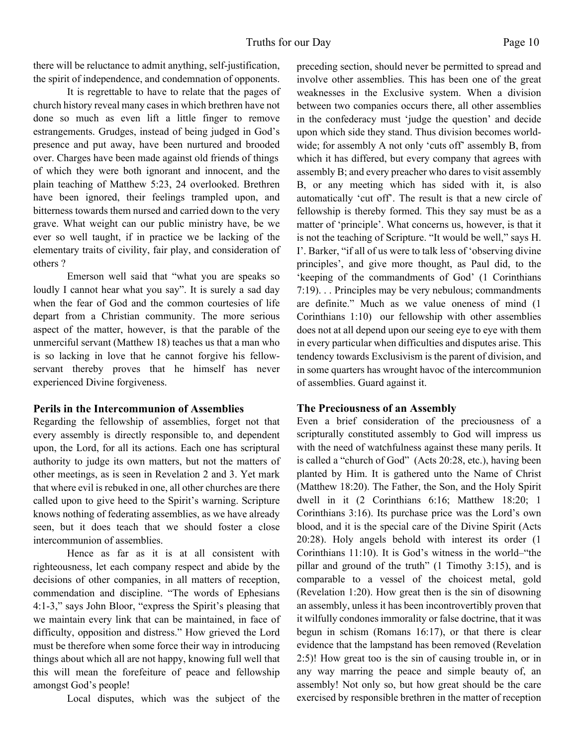there will be reluctance to admit anything, self-justification, the spirit of independence, and condemnation of opponents.

It is regrettable to have to relate that the pages of church history reveal many cases in which brethren have not done so much as even lift a little finger to remove estrangements. Grudges, instead of being judged in God's presence and put away, have been nurtured and brooded over. Charges have been made against old friends of things of which they were both ignorant and innocent, and the plain teaching of Matthew 5:23, 24 overlooked. Brethren have been ignored, their feelings trampled upon, and bitterness towards them nursed and carried down to the very grave. What weight can our public ministry have, be we ever so well taught, if in practice we be lacking of the elementary traits of civility, fair play, and consideration of others ?

Emerson well said that "what you are speaks so loudly I cannot hear what you say". It is surely a sad day when the fear of God and the common courtesies of life depart from a Christian community. The more serious aspect of the matter, however, is that the parable of the unmerciful servant (Matthew 18) teaches us that a man who is so lacking in love that he cannot forgive his fellow-servant thereby proves that he himself has never experienced Divine forgiveness.

## Perils in the Intercommunion of Assemblies

Regarding the fellowship of assemblies, forget not that every assembly is directly responsible to, and dependent upon, the Lord, for all its actions. Each one has scriptural authority to judge its own matters, but not the matters of other meetings, as is seen in Revelation 2 and 3. Yet mark that where evil is rebuked in one, all other churches are there called upon to give heed to the Spirit's warning. Scripture knows nothing of federating assemblies, as we have already seen, but it does teach that we should foster a close intercommunion of assemblies.

Hence as far as it is at all consistent with righteousness, let each company respect and abide by the decisions of other companies, in all matters of reception, commendation and discipline. "The words of Ephesians 4:1-3," says John Bloor, "express the Spirit's pleasing that we maintain every link that can be maintained, in face of difficulty, opposition and distress." How grieved the Lord must be therefore when some force their way in introducing things about which all are not happy, knowing full well that this will mean the forefeiture of peace and fellowship amongst God's people!

Local disputes, which was the subject of the preceding section, should never be permitted to spread and involve other assemblies. This has been one of the great weaknesses in the Exclusive system. When a division between two companies occurs there, all other assemblies in the confederacy must 'judge the question' and decide upon which side they stand. Thus division becomes world-wide; for assembly A not only 'cuts off' assembly B, from which it has differed, but every company that agrees with assembly B; and every preacher who dares to visit assembly B, or any meeting which has sided with it, is also automatically 'cut off'. The result is that a new circle of fellowship is thereby formed. This they say must be as a matter of 'principle'. What concerns us, however, is that it is not the teaching of Scripture. "It would be well," says H. I'. Barker, "if all of us were to talk less of 'observing divine principles', and give more thought, as Paul did, to the 'keeping of the commandments of God' (1 Corinthians 7:19). . . Principles may be very nebulous; commandments are definite." Much as we value oneness of mind (1 Corinthians 1:10) our fellowship with other assemblies does not at all depend upon our seeing eye to eye with them in every particular when difficulties and disputes arise. This tendency towards Exclusivism is the parent of division, and in some quarters has wrought havoc of the intercommunion of assemblies. Guard against it.

## The Preciousness of an Assembly

Even a brief consideration of the preciousness of a scripturally constituted assembly to God will impress us with the need of watchfulness against these many perils. It is called a "church of God" (Acts 20:28, etc.), having been planted by Him. It is gathered unto the Name of Christ (Matthew 18:20). The Father, the Son, and the Holy Spirit dwell in it (2 Corinthians 6:16; Matthew 18:20; 1 Corinthians 3:16). Its purchase price was the Lord's own blood, and it is the special care of the Divine Spirit (Acts 20:28). Holy angels behold with interest its order (1 Corinthians 11:10). It is God's witness in the world–"the pillar and ground of the truth" (1 Timothy 3:15), and is comparable to a vessel of the choicest metal, gold (Revelation 1:20). How great then is the sin of disowning an assembly, unless it has been incontrovertibly proven that it wilfully condones immorality or false doctrine, that it was begun in schism (Romans 16:17), or that there is clear evidence that the lampstand has been removed (Revelation 2:5)! How great too is the sin of causing trouble in, or in any way marring the peace and simple beauty of, an assembly! Not only so, but how great should be the care exercised by responsible brethren in the matter of reception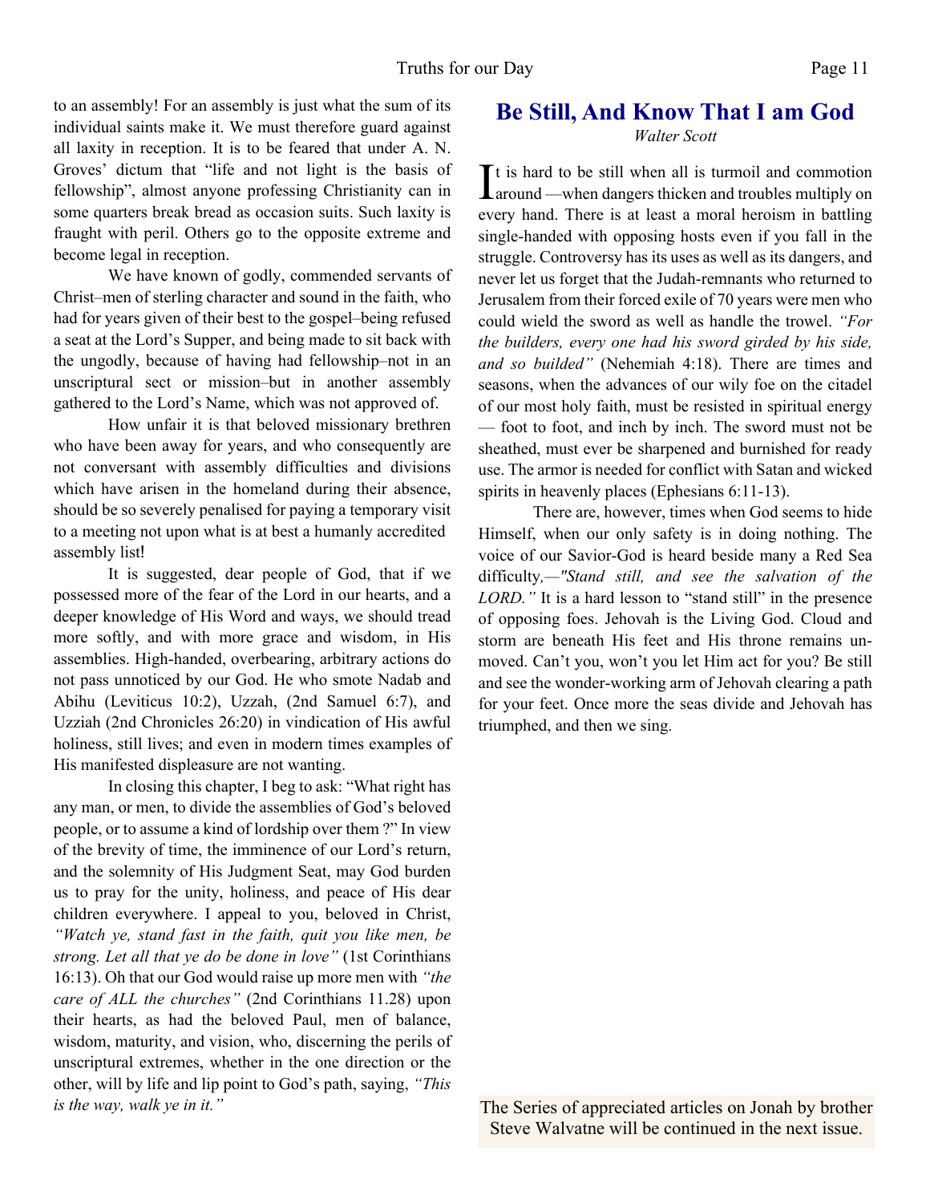to an assembly! For an assembly is just what the sum of its individual saints make it. We must therefore guard against all laxity in reception. It is to be feared that under A. N. Groves' dictum that "life and not light is the basis of fellowship", almost anyone professing Christianity can in some quarters break bread as occasion suits. Such laxity is fraught with peril. Others go to the opposite extreme and become legal in reception.

We have known of godly, commended servants of Christ–men of sterling character and sound in the faith, who had for years given of their best to the gospel–being refused a seat at the Lord's Supper, and being made to sit back with the ungodly, because of having had fellowship–not in an unscriptural sect or mission–but in another assembly gathered to the Lord's Name, which was not approved of.

How unfair it is that beloved missionary brethren who have been away for years, and who consequently are not conversant with assembly difficulties and divisions which have arisen in the homeland during their absence, should be so severely penalised for paying a temporary visit to a meeting not upon what is at best a humanly accredited assembly list!

It is suggested, dear people of God, that if we possessed more of the fear of the Lord in our hearts, and a deeper knowledge of His Word and ways, we should tread more softly, and with more grace and wisdom, in His assemblies. High-handed, overbearing, arbitrary actions do not pass unnoticed by our God. He who smote Nadab and Abihu (Leviticus 10:2), Uzzah, (2nd Samuel 6:7), and Uzziah (2nd Chronicles 26:20) in vindication of His awful holiness, still lives; and even in modern times examples of His manifested displeasure are not wanting.

In closing this chapter, I beg to ask: "What right has any man, or men, to divide the assemblies of God's beloved people, or to assume a kind of lordship over them ?" In view of the brevity of time, the imminence of our Lord's return, and the solemnity of His Judgment Seat, may God burden us to pray for the unity, holiness, and peace of His dear children everywhere. I appeal to you, beloved in Christ, *"Watch ye, stand fast in the faith, quit you like men, be strong. Let all that ye do be done in love"* (1st Corinthians 16:13). Oh that our God would raise up more men with *"the care of ALL the churches"* (2nd Corinthians 11.28) upon their hearts, as had the beloved Paul, men of balance, wisdom, maturity, and vision, who, discerning the perils of unscriptural extremes, whether in the one direction or the other, will by life and lip point to God's path, saying, *"This is the way, walk ye in it."*

# Be Still, And Know That I am God

*Walter Scott*

It is hard to be still when all is turmoil and commotion around —when dangers thicken and troubles multiply on every hand. There is at least a moral heroism in battling single-handed with opposing hosts even if you fall in the struggle. Controversy has its uses as well as its dangers, and never let us forget that the Judah-remnants who returned to Jerusalem from their forced exile of 70 years were men who could wield the sword as well as handle the trowel. *"For the builders, every one had his sword girded by his side, and so builded"* (Nehemiah 4:18). There are times and seasons, when the advances of our wily foe on the citadel of our most holy faith, must be resisted in spiritual energy — foot to foot, and inch by inch. The sword must not be sheathed, must ever be sharpened and burnished for ready use. The armor is needed for conflict with Satan and wicked spirits in heavenly places (Ephesians 6:11-13).

There are, however, times when God seems to hide Himself, when our only safety is in doing nothing. The voice of our Savior-God is heard beside many a Red Sea difficulty,*—"Stand still, and see the salvation of the LORD."* It is a hard lesson to "stand still" in the presence of opposing foes. Jehovah is the Living God. Cloud and storm are beneath His feet and His throne remains unmoved. Can't you, won't you let Him act for you? Be still and see the wonder-working arm of Jehovah clearing a path for your feet. Once more the seas divide and Jehovah has triumphed, and then we sing.

The Series of appreciated articles on Jonah by brother Steve Walvatne will be continued in the next issue.